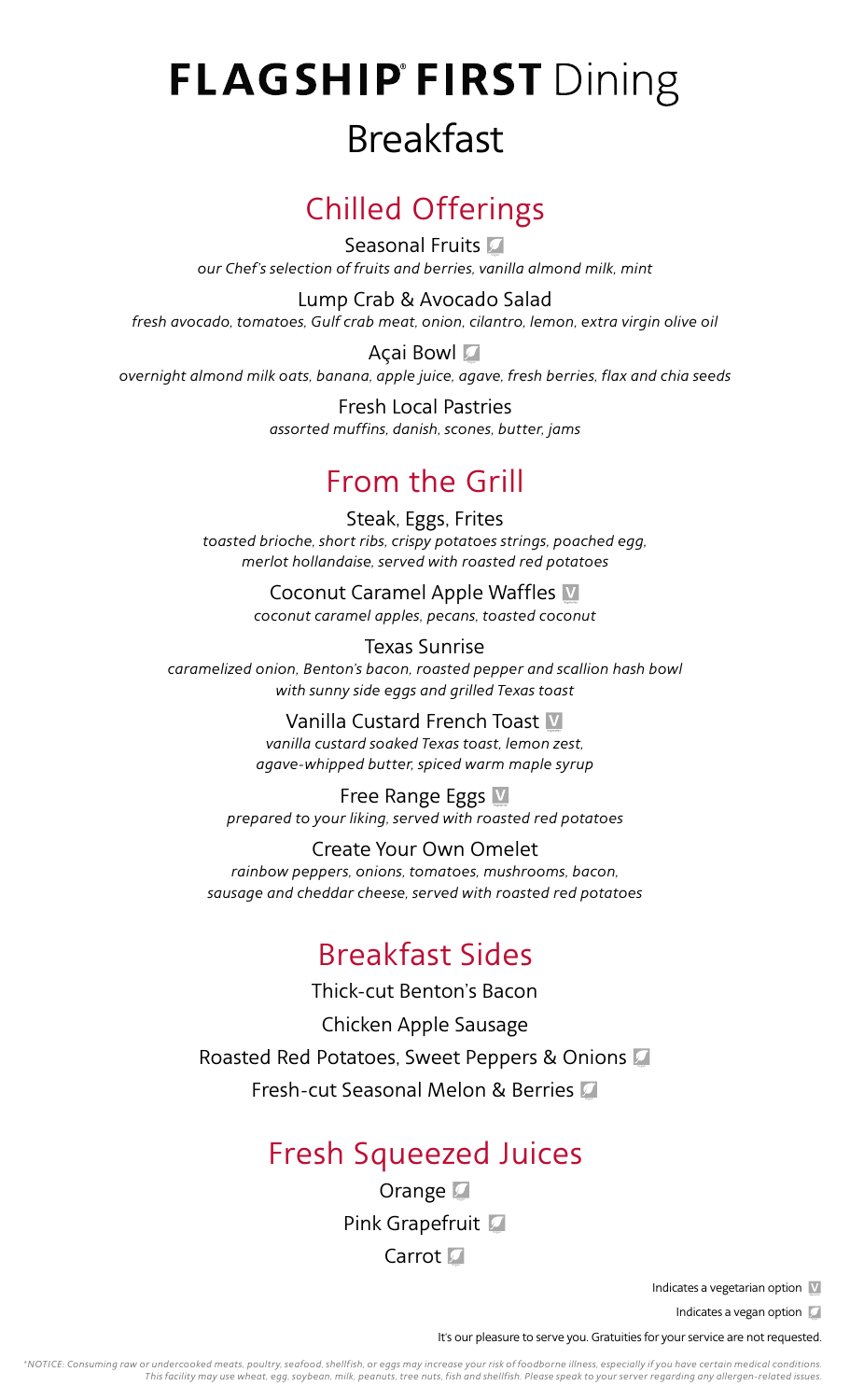# FLAGSHIP® FIRST Dining

## Breakfast

### Chilled Offerings

Seasonal Fruits (vegan)
*our Chef's selection of fruits and berries, vanilla almond milk, mint*

Lump Crab & Avocado Salad
*fresh avocado, tomatoes, Gulf crab meat, onion, cilantro, lemon, extra virgin olive oil*

Açai Bowl (vegan)
*overnight almond milk oats, banana, apple juice, agave, fresh berries, flax and chia seeds*

Fresh Local Pastries
*assorted muffins, danish, scones, butter, jams*

### From the Grill

Steak, Eggs, Frites
*toasted brioche, short ribs, crispy potatoes strings, poached egg, merlot hollandaise, served with roasted red potatoes*

Coconut Caramel Apple Waffles (V)
*coconut caramel apples, pecans, toasted coconut*

Texas Sunrise
*caramelized onion, Benton's bacon, roasted pepper and scallion hash bowl with sunny side eggs and grilled Texas toast*

Vanilla Custard French Toast (V)
*vanilla custard soaked Texas toast, lemon zest, agave-whipped butter, spiced warm maple syrup*

Free Range Eggs (V)
*prepared to your liking, served with roasted red potatoes*

Create Your Own Omelet
*rainbow peppers, onions, tomatoes, mushrooms, bacon, sausage and cheddar cheese, served with roasted red potatoes*

### Breakfast Sides

Thick-cut Benton's Bacon

Chicken Apple Sausage

Roasted Red Potatoes, Sweet Peppers & Onions (vegan)

Fresh-cut Seasonal Melon & Berries (vegan)

### Fresh Squeezed Juices

Orange (vegan)

Pink Grapefruit (vegan)

Carrot (vegan)

Indicates a vegetarian option (V)

Indicates a vegan option (vegan)

It's our pleasure to serve you. Gratuities for your service are not requested.

*\*NOTICE: Consuming raw or undercooked meats, poultry, seafood, shellfish, or eggs may increase your risk of foodborne illness, especially if you have certain medical conditions. This facility may use wheat, egg, soybean, milk, peanuts, tree nuts, fish and shellfish. Please speak to your server regarding any allergen-related issues.*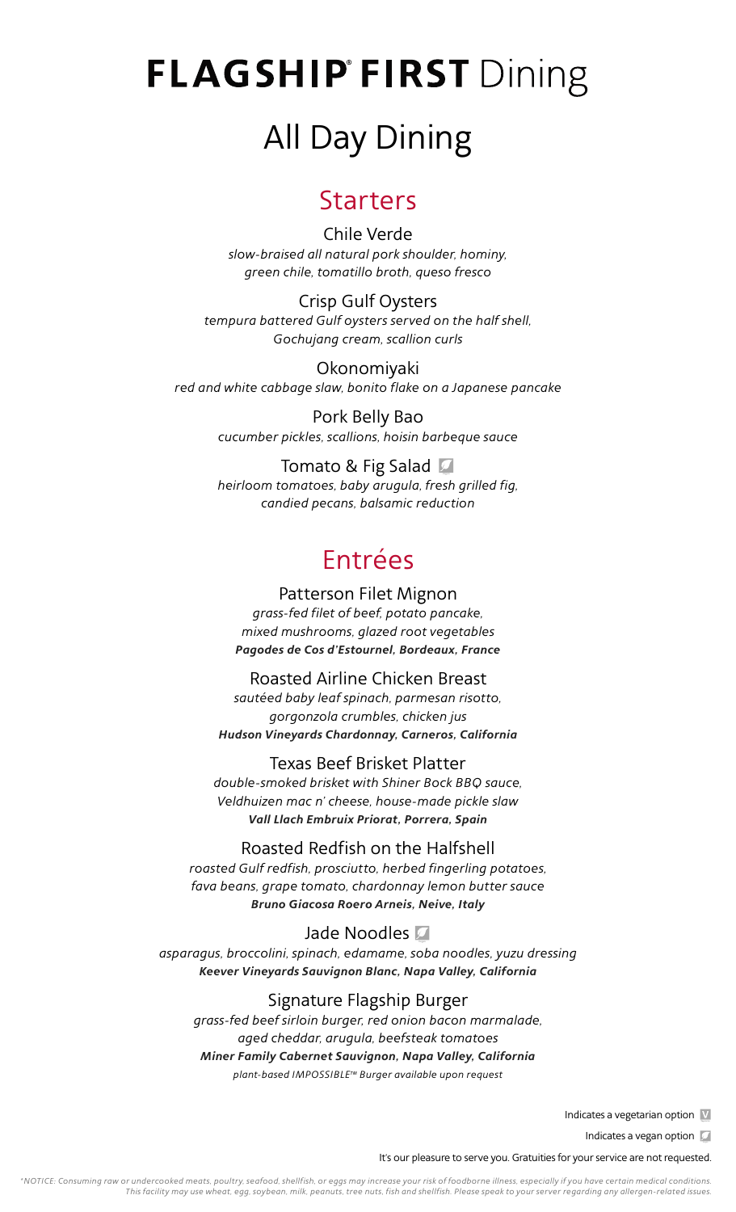# FLAGSHIP® FIRST Dining

## All Day Dining

### Starters

Chile Verde
*slow-braised all natural pork shoulder, hominy, green chile, tomatillo broth, queso fresco*

Crisp Gulf Oysters
*tempura battered Gulf oysters served on the half shell, Gochujang cream, scallion curls*

Okonomiyaki
*red and white cabbage slaw, bonito flake on a Japanese pancake*

Pork Belly Bao
*cucumber pickles, scallions, hoisin barbeque sauce*

Tomato & Fig Salad (vegan)
*heirloom tomatoes, baby arugula, fresh grilled fig, candied pecans, balsamic reduction*

### Entrées

Patterson Filet Mignon
*grass-fed filet of beef, potato pancake, mixed mushrooms, glazed root vegetables*
***Pagodes de Cos d'Estournel, Bordeaux, France***

Roasted Airline Chicken Breast
*sautéed baby leaf spinach, parmesan risotto, gorgonzola crumbles, chicken jus*
***Hudson Vineyards Chardonnay, Carneros, California***

Texas Beef Brisket Platter
*double-smoked brisket with Shiner Bock BBQ sauce, Veldhuizen mac n' cheese, house-made pickle slaw*
***Vall Llach Embruix Priorat, Porrera, Spain***

Roasted Redfish on the Halfshell
*roasted Gulf redfish, prosciutto, herbed fingerling potatoes, fava beans, grape tomato, chardonnay lemon butter sauce*
***Bruno Giacosa Roero Arneis, Neive, Italy***

Jade Noodles (vegan)
*asparagus, broccolini, spinach, edamame, soba noodles, yuzu dressing*
***Keever Vineyards Sauvignon Blanc, Napa Valley, California***

Signature Flagship Burger
*grass-fed beef sirloin burger, red onion bacon marmalade, aged cheddar, arugula, beefsteak tomatoes*
***Miner Family Cabernet Sauvignon, Napa Valley, California***
*plant-based IMPOSSIBLE™ Burger available upon request*

Indicates a vegetarian option (V)

Indicates a vegan option

It's our pleasure to serve you. Gratuities for your service are not requested.

*\*NOTICE: Consuming raw or undercooked meats, poultry, seafood, shellfish, or eggs may increase your risk of foodborne illness, especially if you have certain medical conditions. This facility may use wheat, egg, soybean, milk, peanuts, tree nuts, fish and shellfish. Please speak to your server regarding any allergen-related issues.*